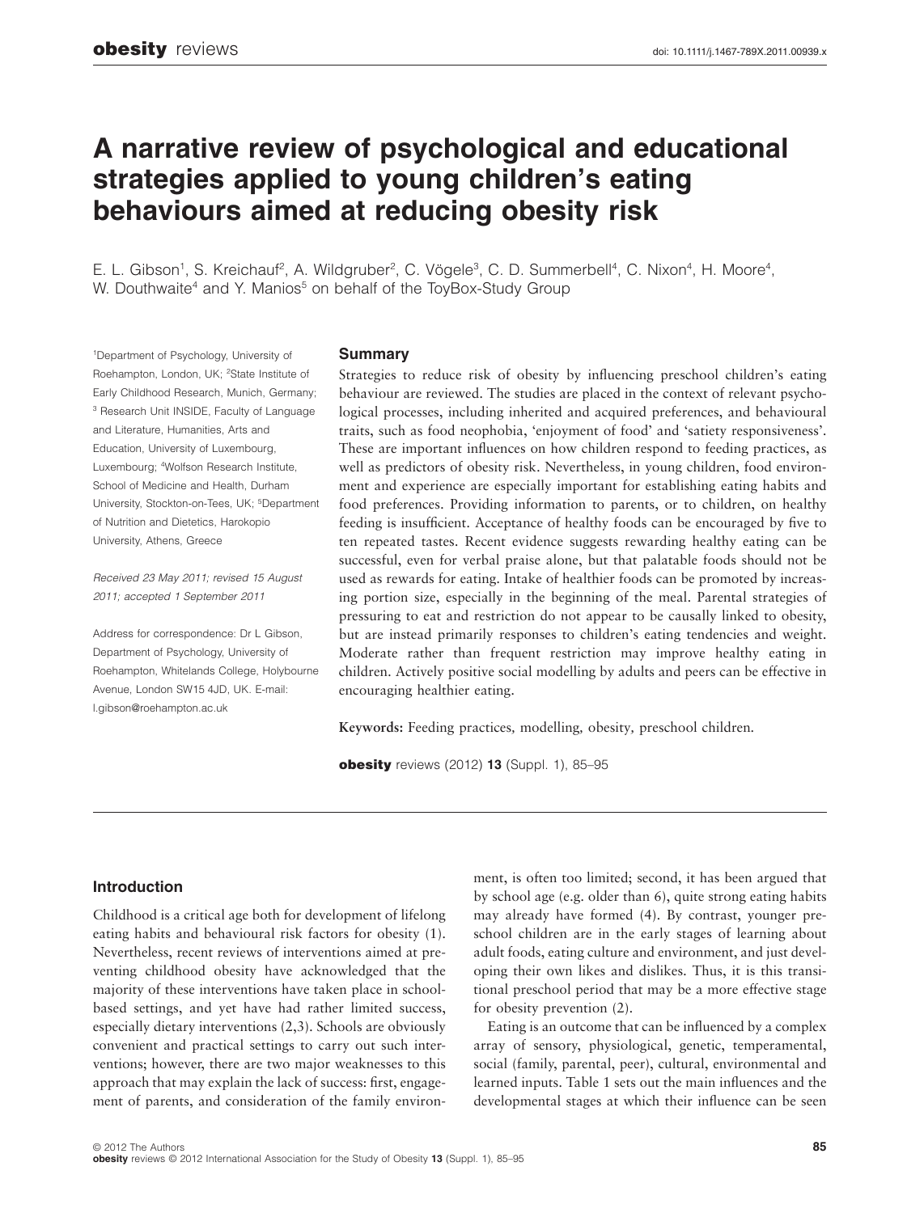# A narrative review of psychological and educational strategies applied to young children's eating behaviours aimed at reducing obesity risk

E. L. Gibson[1], S. Kreichauf[2], A. Wildgruber[2], C. Vögele[3], C. D. Summerbell[4], C. Nixon[4], H. Moore[4], W. Douthwaite[4] and Y. Manios[5] on behalf of the ToyBox-Study Group

[1]Department of Psychology, University of Roehampton, London, UK; [2]State Institute of Early Childhood Research, Munich, Germany; [3] Research Unit INSIDE, Faculty of Language and Literature, Humanities, Arts and Education, University of Luxembourg, Luxembourg; [4]Wolfson Research Institute, School of Medicine and Health, Durham University, Stockton-on-Tees, UK; [5]Department of Nutrition and Dietetics, Harokopio University, Athens, Greece

*Received 23 May 2011; revised 15 August 2011; accepted 1 September 2011*

Address for correspondence: Dr L Gibson, Department of Psychology, University of Roehampton, Whitelands College, Holybourne Avenue, London SW15 4JD, UK. E-mail: l.gibson@roehampton.ac.uk

## Summary

Strategies to reduce risk of obesity by influencing preschool children's eating behaviour are reviewed. The studies are placed in the context of relevant psychological processes, including inherited and acquired preferences, and behavioural traits, such as food neophobia, 'enjoyment of food' and 'satiety responsiveness'. These are important influences on how children respond to feeding practices, as well as predictors of obesity risk. Nevertheless, in young children, food environment and experience are especially important for establishing eating habits and food preferences. Providing information to parents, or to children, on healthy feeding is insufficient. Acceptance of healthy foods can be encouraged by five to ten repeated tastes. Recent evidence suggests rewarding healthy eating can be successful, even for verbal praise alone, but that palatable foods should not be used as rewards for eating. Intake of healthier foods can be promoted by increasing portion size, especially in the beginning of the meal. Parental strategies of pressuring to eat and restriction do not appear to be causally linked to obesity, but are instead primarily responses to children's eating tendencies and weight. Moderate rather than frequent restriction may improve healthy eating in children. Actively positive social modelling by adults and peers can be effective in encouraging healthier eating.

**Keywords:** Feeding practices, modelling, obesity, preschool children.

## Introduction

Childhood is a critical age both for development of lifelong eating habits and behavioural risk factors for obesity (1). Nevertheless, recent reviews of interventions aimed at preventing childhood obesity have acknowledged that the majority of these interventions have taken place in school-based settings, and yet have had rather limited success, especially dietary interventions (2,3). Schools are obviously convenient and practical settings to carry out such interventions; however, there are two major weaknesses to this approach that may explain the lack of success: first, engagement of parents, and consideration of the family environment, is often too limited; second, it has been argued that by school age (e.g. older than 6), quite strong eating habits may already have formed (4). By contrast, younger preschool children are in the early stages of learning about adult foods, eating culture and environment, and just developing their own likes and dislikes. Thus, it is this transitional preschool period that may be a more effective stage for obesity prevention (2).

Eating is an outcome that can be influenced by a complex array of sensory, physiological, genetic, temperamental, social (family, parental, peer), cultural, environmental and learned inputs. Table 1 sets out the main influences and the developmental stages at which their influence can be seen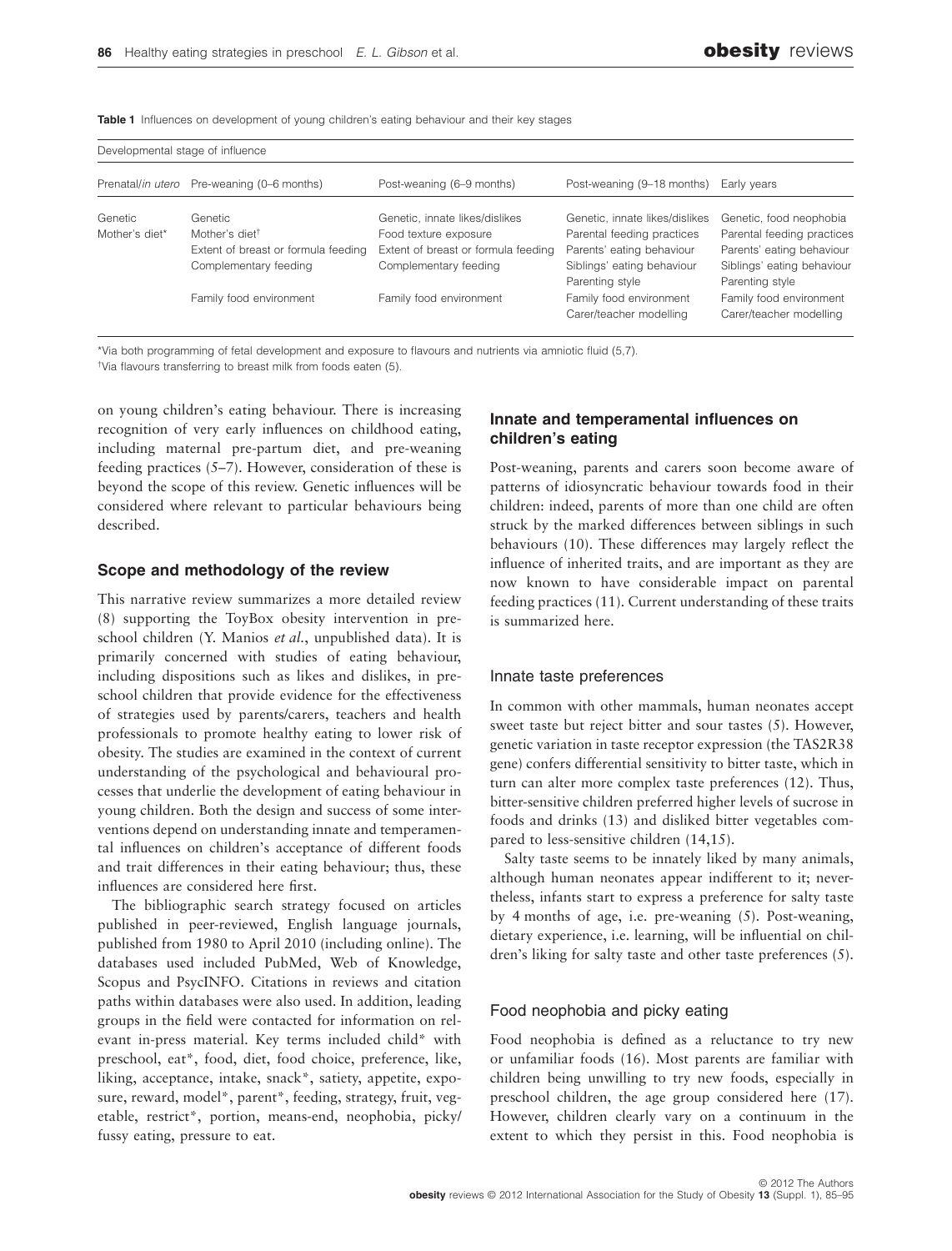**Table 1** Influences on development of young children's eating behaviour and their key stages

| Developmental stage of influence | | | | |
|---|---|---|---|---|
| Prenatal/*in utero* | Pre-weaning (0–6 months) | Post-weaning (6–9 months) | Post-weaning (9–18 months) | Early years |
| Genetic | Genetic | Genetic, innate likes/dislikes | Genetic, innate likes/dislikes | Genetic, food neophobia |
| Mother's diet* | Mother's diet† | Food texture exposure | Parental feeding practices | Parental feeding practices |
| | Extent of breast or formula feeding | Extent of breast or formula feeding | Parents' eating behaviour | Parents' eating behaviour |
| | Complementary feeding | Complementary feeding | Siblings' eating behaviour | Siblings' eating behaviour |
| | | | Parenting style | Parenting style |
| | Family food environment | Family food environment | Family food environment | Family food environment |
| | | | Carer/teacher modelling | Carer/teacher modelling |

*Via both programming of fetal development and exposure to flavours and nutrients via amniotic fluid (5,7).
†Via flavours transferring to breast milk from foods eaten (5).

on young children's eating behaviour. There is increasing recognition of very early influences on childhood eating, including maternal pre-partum diet, and pre-weaning feeding practices (5–7). However, consideration of these is beyond the scope of this review. Genetic influences will be considered where relevant to particular behaviours being described.

## Scope and methodology of the review

This narrative review summarizes a more detailed review (8) supporting the ToyBox obesity intervention in preschool children (Y. Manios *et al.*, unpublished data). It is primarily concerned with studies of eating behaviour, including dispositions such as likes and dislikes, in preschool children that provide evidence for the effectiveness of strategies used by parents/carers, teachers and health professionals to promote healthy eating to lower risk of obesity. The studies are examined in the context of current understanding of the psychological and behavioural processes that underlie the development of eating behaviour in young children. Both the design and success of some interventions depend on understanding innate and temperamental influences on children's acceptance of different foods and trait differences in their eating behaviour; thus, these influences are considered here first.

The bibliographic search strategy focused on articles published in peer-reviewed, English language journals, published from 1980 to April 2010 (including online). The databases used included PubMed, Web of Knowledge, Scopus and PsycINFO. Citations in reviews and citation paths within databases were also used. In addition, leading groups in the field were contacted for information on relevant in-press material. Key terms included child* with preschool, eat*, food, diet, food choice, preference, like, liking, acceptance, intake, snack*, satiety, appetite, exposure, reward, model*, parent*, feeding, strategy, fruit, vegetable, restrict*, portion, means-end, neophobia, picky/fussy eating, pressure to eat.

## Innate and temperamental influences on children's eating

Post-weaning, parents and carers soon become aware of patterns of idiosyncratic behaviour towards food in their children: indeed, parents of more than one child are often struck by the marked differences between siblings in such behaviours (10). These differences may largely reflect the influence of inherited traits, and are important as they are now known to have considerable impact on parental feeding practices (11). Current understanding of these traits is summarized here.

### Innate taste preferences

In common with other mammals, human neonates accept sweet taste but reject bitter and sour tastes (5). However, genetic variation in taste receptor expression (the TAS2R38 gene) confers differential sensitivity to bitter taste, which in turn can alter more complex taste preferences (12). Thus, bitter-sensitive children preferred higher levels of sucrose in foods and drinks (13) and disliked bitter vegetables compared to less-sensitive children (14,15).

Salty taste seems to be innately liked by many animals, although human neonates appear indifferent to it; nevertheless, infants start to express a preference for salty taste by 4 months of age, i.e. pre-weaning (5). Post-weaning, dietary experience, i.e. learning, will be influential on children's liking for salty taste and other taste preferences (5).

### Food neophobia and picky eating

Food neophobia is defined as a reluctance to try new or unfamiliar foods (16). Most parents are familiar with children being unwilling to try new foods, especially in preschool children, the age group considered here (17). However, children clearly vary on a continuum in the extent to which they persist in this. Food neophobia is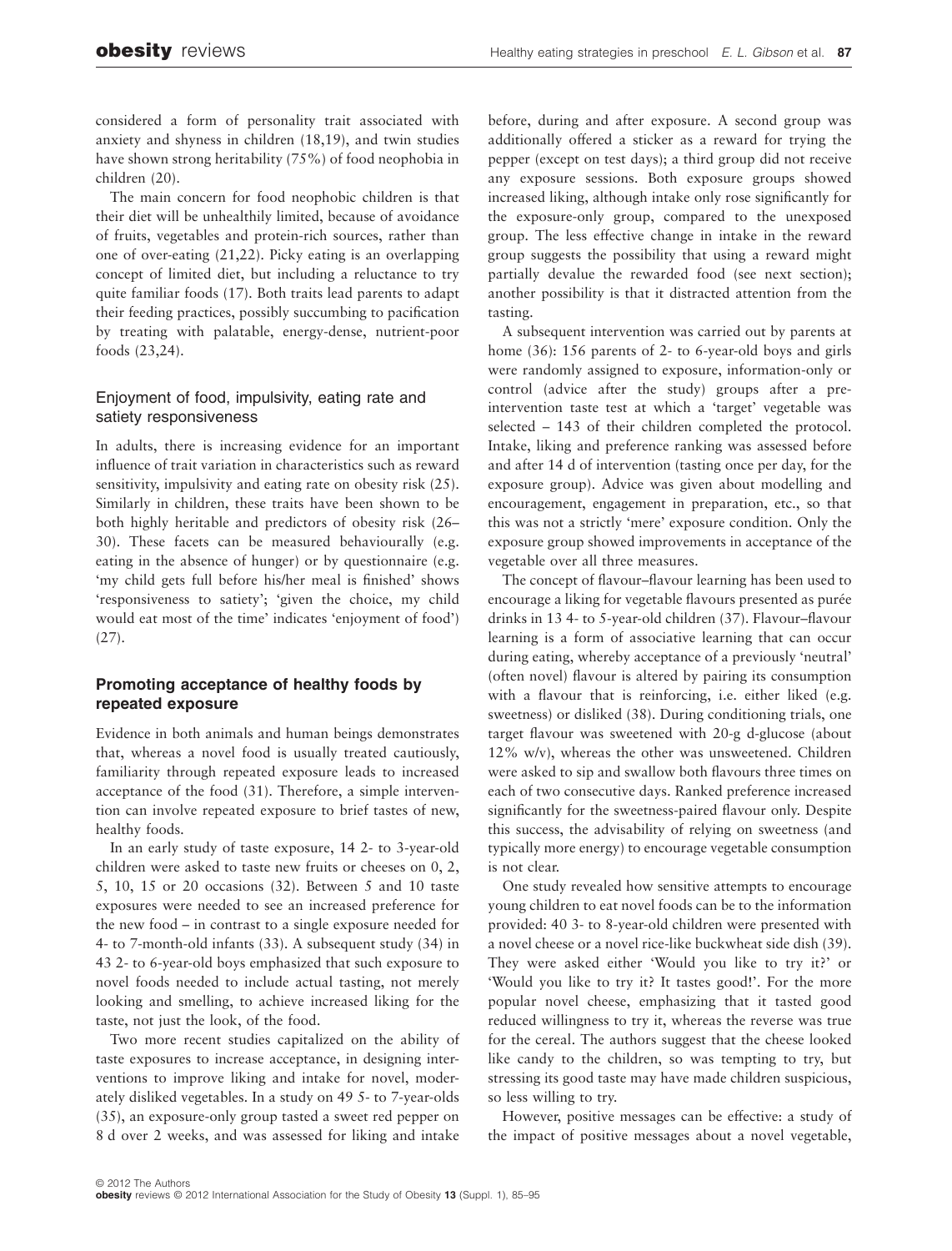considered a form of personality trait associated with anxiety and shyness in children (18,19), and twin studies have shown strong heritability (75%) of food neophobia in children (20).

The main concern for food neophobic children is that their diet will be unhealthily limited, because of avoidance of fruits, vegetables and protein-rich sources, rather than one of over-eating (21,22). Picky eating is an overlapping concept of limited diet, but including a reluctance to try quite familiar foods (17). Both traits lead parents to adapt their feeding practices, possibly succumbing to pacification by treating with palatable, energy-dense, nutrient-poor foods (23,24).

### Enjoyment of food, impulsivity, eating rate and satiety responsiveness

In adults, there is increasing evidence for an important influence of trait variation in characteristics such as reward sensitivity, impulsivity and eating rate on obesity risk (25). Similarly in children, these traits have been shown to be both highly heritable and predictors of obesity risk (26–30). These facets can be measured behaviourally (e.g. eating in the absence of hunger) or by questionnaire (e.g. 'my child gets full before his/her meal is finished' shows 'responsiveness to satiety'; 'given the choice, my child would eat most of the time' indicates 'enjoyment of food') (27).

## Promoting acceptance of healthy foods by repeated exposure

Evidence in both animals and human beings demonstrates that, whereas a novel food is usually treated cautiously, familiarity through repeated exposure leads to increased acceptance of the food (31). Therefore, a simple intervention can involve repeated exposure to brief tastes of new, healthy foods.

In an early study of taste exposure, 14 2- to 3-year-old children were asked to taste new fruits or cheeses on 0, 2, 5, 10, 15 or 20 occasions (32). Between 5 and 10 taste exposures were needed to see an increased preference for the new food – in contrast to a single exposure needed for 4- to 7-month-old infants (33). A subsequent study (34) in 43 2- to 6-year-old boys emphasized that such exposure to novel foods needed to include actual tasting, not merely looking and smelling, to achieve increased liking for the taste, not just the look, of the food.

Two more recent studies capitalized on the ability of taste exposures to increase acceptance, in designing interventions to improve liking and intake for novel, moderately disliked vegetables. In a study on 49 5- to 7-year-olds (35), an exposure-only group tasted a sweet red pepper on 8 d over 2 weeks, and was assessed for liking and intake before, during and after exposure. A second group was additionally offered a sticker as a reward for trying the pepper (except on test days); a third group did not receive any exposure sessions. Both exposure groups showed increased liking, although intake only rose significantly for the exposure-only group, compared to the unexposed group. The less effective change in intake in the reward group suggests the possibility that using a reward might partially devalue the rewarded food (see next section); another possibility is that it distracted attention from the tasting.

A subsequent intervention was carried out by parents at home (36): 156 parents of 2- to 6-year-old boys and girls were randomly assigned to exposure, information-only or control (advice after the study) groups after a pre-intervention taste test at which a 'target' vegetable was selected – 143 of their children completed the protocol. Intake, liking and preference ranking was assessed before and after 14 d of intervention (tasting once per day, for the exposure group). Advice was given about modelling and encouragement, engagement in preparation, etc., so that this was not a strictly 'mere' exposure condition. Only the exposure group showed improvements in acceptance of the vegetable over all three measures.

The concept of flavour–flavour learning has been used to encourage a liking for vegetable flavours presented as purée drinks in 13 4- to 5-year-old children (37). Flavour–flavour learning is a form of associative learning that can occur during eating, whereby acceptance of a previously 'neutral' (often novel) flavour is altered by pairing its consumption with a flavour that is reinforcing, i.e. either liked (e.g. sweetness) or disliked (38). During conditioning trials, one target flavour was sweetened with 20-g d-glucose (about 12% w/v), whereas the other was unsweetened. Children were asked to sip and swallow both flavours three times on each of two consecutive days. Ranked preference increased significantly for the sweetness-paired flavour only. Despite this success, the advisability of relying on sweetness (and typically more energy) to encourage vegetable consumption is not clear.

One study revealed how sensitive attempts to encourage young children to eat novel foods can be to the information provided: 40 3- to 8-year-old children were presented with a novel cheese or a novel rice-like buckwheat side dish (39). They were asked either 'Would you like to try it?' or 'Would you like to try it? It tastes good!'. For the more popular novel cheese, emphasizing that it tasted good reduced willingness to try it, whereas the reverse was true for the cereal. The authors suggest that the cheese looked like candy to the children, so was tempting to try, but stressing its good taste may have made children suspicious, so less willing to try.

However, positive messages can be effective: a study of the impact of positive messages about a novel vegetable,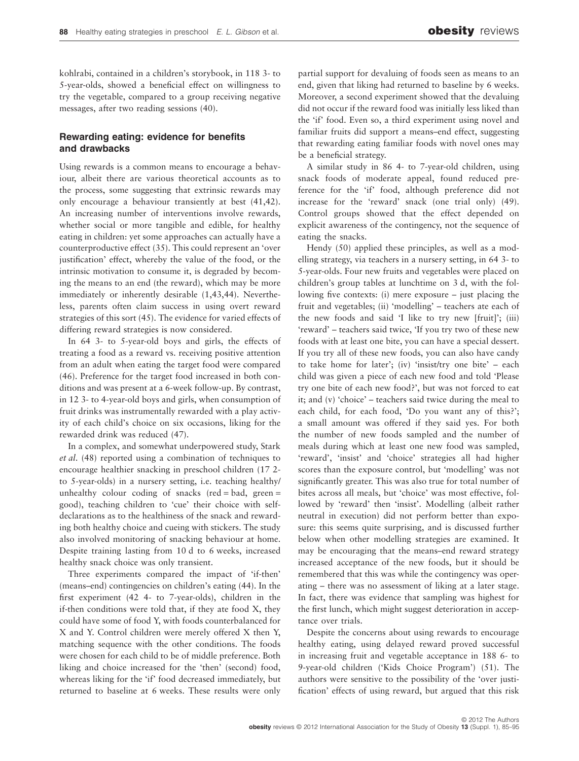kohlrabi, contained in a children's storybook, in 118 3- to 5-year-olds, showed a beneficial effect on willingness to try the vegetable, compared to a group receiving negative messages, after two reading sessions (40).

## Rewarding eating: evidence for benefits and drawbacks

Using rewards is a common means to encourage a behaviour, albeit there are various theoretical accounts as to the process, some suggesting that extrinsic rewards may only encourage a behaviour transiently at best (41,42). An increasing number of interventions involve rewards, whether social or more tangible and edible, for healthy eating in children: yet some approaches can actually have a counterproductive effect (35). This could represent an 'over justification' effect, whereby the value of the food, or the intrinsic motivation to consume it, is degraded by becoming the means to an end (the reward), which may be more immediately or inherently desirable (1,43,44). Nevertheless, parents often claim success in using overt reward strategies of this sort (45). The evidence for varied effects of differing reward strategies is now considered.

In 64 3- to 5-year-old boys and girls, the effects of treating a food as a reward vs. receiving positive attention from an adult when eating the target food were compared (46). Preference for the target food increased in both conditions and was present at a 6-week follow-up. By contrast, in 12 3- to 4-year-old boys and girls, when consumption of fruit drinks was instrumentally rewarded with a play activity of each child's choice on six occasions, liking for the rewarded drink was reduced (47).

In a complex, and somewhat underpowered study, Stark *et al.* (48) reported using a combination of techniques to encourage healthier snacking in preschool children (17 2- to 5-year-olds) in a nursery setting, i.e. teaching healthy/unhealthy colour coding of snacks (red = bad, green = good), teaching children to 'cue' their choice with self-declarations as to the healthiness of the snack and rewarding both healthy choice and cueing with stickers. The study also involved monitoring of snacking behaviour at home. Despite training lasting from 10 d to 6 weeks, increased healthy snack choice was only transient.

Three experiments compared the impact of 'if-then' (means–end) contingencies on children's eating (44). In the first experiment (42 4- to 7-year-olds), children in the if-then conditions were told that, if they ate food X, they could have some of food Y, with foods counterbalanced for X and Y. Control children were merely offered X then Y, matching sequence with the other conditions. The foods were chosen for each child to be of middle preference. Both liking and choice increased for the 'then' (second) food, whereas liking for the 'if' food decreased immediately, but returned to baseline at 6 weeks. These results were only partial support for devaluing of foods seen as means to an end, given that liking had returned to baseline by 6 weeks. Moreover, a second experiment showed that the devaluing did not occur if the reward food was initially less liked than the 'if' food. Even so, a third experiment using novel and familiar fruits did support a means–end effect, suggesting that rewarding eating familiar foods with novel ones may be a beneficial strategy.

A similar study in 86 4- to 7-year-old children, using snack foods of moderate appeal, found reduced preference for the 'if' food, although preference did not increase for the 'reward' snack (one trial only) (49). Control groups showed that the effect depended on explicit awareness of the contingency, not the sequence of eating the snacks.

Hendy (50) applied these principles, as well as a modelling strategy, via teachers in a nursery setting, in 64 3- to 5-year-olds. Four new fruits and vegetables were placed on children's group tables at lunchtime on 3 d, with the following five contexts: (i) mere exposure – just placing the fruit and vegetables; (ii) 'modelling' – teachers ate each of the new foods and said 'I like to try new [fruit]'; (iii) 'reward' – teachers said twice, 'If you try two of these new foods with at least one bite, you can have a special dessert. If you try all of these new foods, you can also have candy to take home for later'; (iv) 'insist/try one bite' – each child was given a piece of each new food and told 'Please try one bite of each new food?', but was not forced to eat it; and (v) 'choice' – teachers said twice during the meal to each child, for each food, 'Do you want any of this?'; a small amount was offered if they said yes. For both the number of new foods sampled and the number of meals during which at least one new food was sampled, 'reward', 'insist' and 'choice' strategies all had higher scores than the exposure control, but 'modelling' was not significantly greater. This was also true for total number of bites across all meals, but 'choice' was most effective, followed by 'reward' then 'insist'. Modelling (albeit rather neutral in execution) did not perform better than exposure: this seems quite surprising, and is discussed further below when other modelling strategies are examined. It may be encouraging that the means–end reward strategy increased acceptance of the new foods, but it should be remembered that this was while the contingency was operating – there was no assessment of liking at a later stage. In fact, there was evidence that sampling was highest for the first lunch, which might suggest deterioration in acceptance over trials.

Despite the concerns about using rewards to encourage healthy eating, using delayed reward proved successful in increasing fruit and vegetable acceptance in 188 6- to 9-year-old children ('Kids Choice Program') (51). The authors were sensitive to the possibility of the 'over justification' effects of using reward, but argued that this risk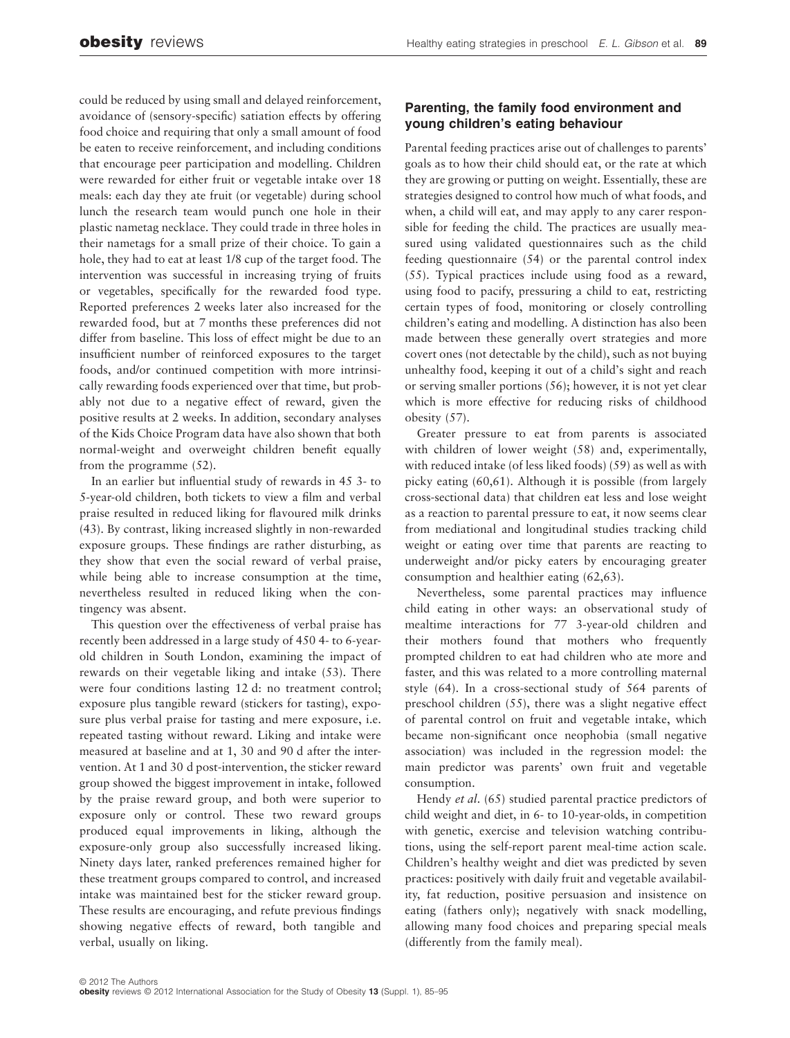could be reduced by using small and delayed reinforcement, avoidance of (sensory-specific) satiation effects by offering food choice and requiring that only a small amount of food be eaten to receive reinforcement, and including conditions that encourage peer participation and modelling. Children were rewarded for either fruit or vegetable intake over 18 meals: each day they ate fruit (or vegetable) during school lunch the research team would punch one hole in their plastic nametag necklace. They could trade in three holes in their nametags for a small prize of their choice. To gain a hole, they had to eat at least 1/8 cup of the target food. The intervention was successful in increasing trying of fruits or vegetables, specifically for the rewarded food type. Reported preferences 2 weeks later also increased for the rewarded food, but at 7 months these preferences did not differ from baseline. This loss of effect might be due to an insufficient number of reinforced exposures to the target foods, and/or continued competition with more intrinsically rewarding foods experienced over that time, but probably not due to a negative effect of reward, given the positive results at 2 weeks. In addition, secondary analyses of the Kids Choice Program data have also shown that both normal-weight and overweight children benefit equally from the programme (52).

In an earlier but influential study of rewards in 45 3- to 5-year-old children, both tickets to view a film and verbal praise resulted in reduced liking for flavoured milk drinks (43). By contrast, liking increased slightly in non-rewarded exposure groups. These findings are rather disturbing, as they show that even the social reward of verbal praise, while being able to increase consumption at the time, nevertheless resulted in reduced liking when the contingency was absent.

This question over the effectiveness of verbal praise has recently been addressed in a large study of 450 4- to 6-year-old children in South London, examining the impact of rewards on their vegetable liking and intake (53). There were four conditions lasting 12 d: no treatment control; exposure plus tangible reward (stickers for tasting), exposure plus verbal praise for tasting and mere exposure, i.e. repeated tasting without reward. Liking and intake were measured at baseline and at 1, 30 and 90 d after the intervention. At 1 and 30 d post-intervention, the sticker reward group showed the biggest improvement in intake, followed by the praise reward group, and both were superior to exposure only or control. These two reward groups produced equal improvements in liking, although the exposure-only group also successfully increased liking. Ninety days later, ranked preferences remained higher for these treatment groups compared to control, and increased intake was maintained best for the sticker reward group. These results are encouraging, and refute previous findings showing negative effects of reward, both tangible and verbal, usually on liking.

## Parenting, the family food environment and young children's eating behaviour

Parental feeding practices arise out of challenges to parents' goals as to how their child should eat, or the rate at which they are growing or putting on weight. Essentially, these are strategies designed to control how much of what foods, and when, a child will eat, and may apply to any carer responsible for feeding the child. The practices are usually measured using validated questionnaires such as the child feeding questionnaire (54) or the parental control index (55). Typical practices include using food as a reward, using food to pacify, pressuring a child to eat, restricting certain types of food, monitoring or closely controlling children's eating and modelling. A distinction has also been made between these generally overt strategies and more covert ones (not detectable by the child), such as not buying unhealthy food, keeping it out of a child's sight and reach or serving smaller portions (56); however, it is not yet clear which is more effective for reducing risks of childhood obesity (57).

Greater pressure to eat from parents is associated with children of lower weight (58) and, experimentally, with reduced intake (of less liked foods) (59) as well as with picky eating (60,61). Although it is possible (from largely cross-sectional data) that children eat less and lose weight as a reaction to parental pressure to eat, it now seems clear from mediational and longitudinal studies tracking child weight or eating over time that parents are reacting to underweight and/or picky eaters by encouraging greater consumption and healthier eating (62,63).

Nevertheless, some parental practices may influence child eating in other ways: an observational study of mealtime interactions for 77 3-year-old children and their mothers found that mothers who frequently prompted children to eat had children who ate more and faster, and this was related to a more controlling maternal style (64). In a cross-sectional study of 564 parents of preschool children (55), there was a slight negative effect of parental control on fruit and vegetable intake, which became non-significant once neophobia (small negative association) was included in the regression model: the main predictor was parents' own fruit and vegetable consumption.

Hendy *et al.* (65) studied parental practice predictors of child weight and diet, in 6- to 10-year-olds, in competition with genetic, exercise and television watching contributions, using the self-report parent meal-time action scale. Children's healthy weight and diet was predicted by seven practices: positively with daily fruit and vegetable availability, fat reduction, positive persuasion and insistence on eating (fathers only); negatively with snack modelling, allowing many food choices and preparing special meals (differently from the family meal).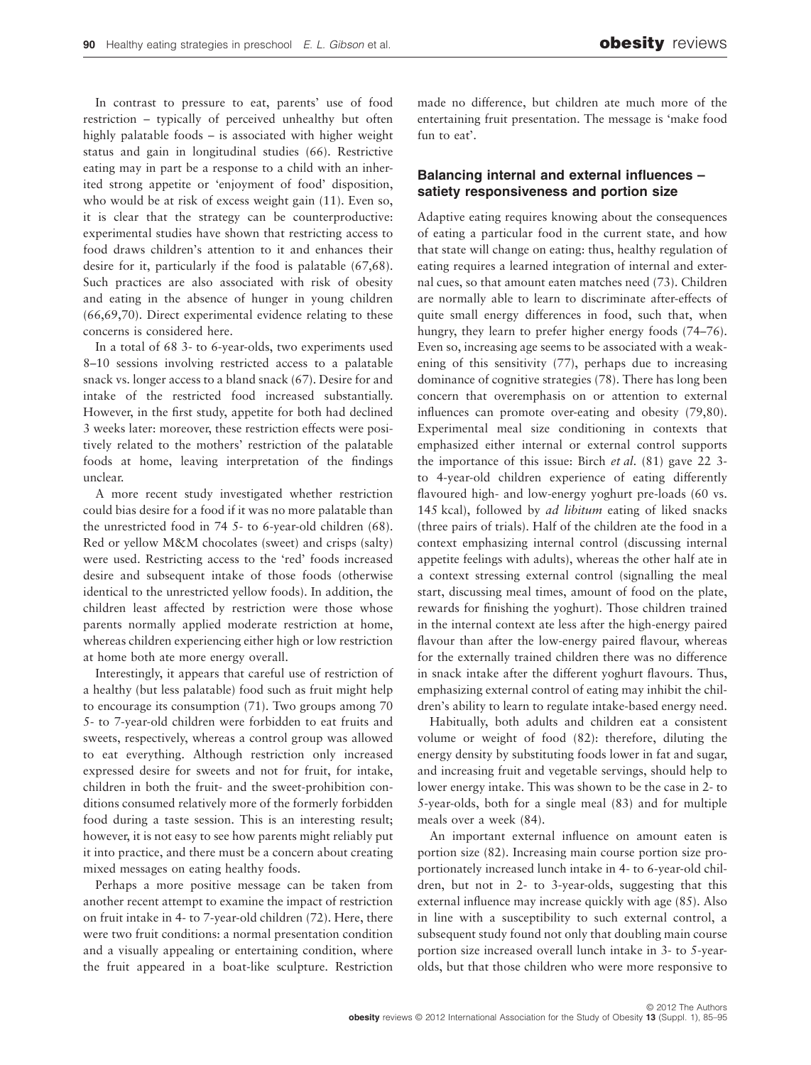In contrast to pressure to eat, parents' use of food restriction – typically of perceived unhealthy but often highly palatable foods – is associated with higher weight status and gain in longitudinal studies (66). Restrictive eating may in part be a response to a child with an inherited strong appetite or 'enjoyment of food' disposition, who would be at risk of excess weight gain (11). Even so, it is clear that the strategy can be counterproductive: experimental studies have shown that restricting access to food draws children's attention to it and enhances their desire for it, particularly if the food is palatable (67,68). Such practices are also associated with risk of obesity and eating in the absence of hunger in young children (66,69,70). Direct experimental evidence relating to these concerns is considered here.

In a total of 68 3- to 6-year-olds, two experiments used 8–10 sessions involving restricted access to a palatable snack vs. longer access to a bland snack (67). Desire for and intake of the restricted food increased substantially. However, in the first study, appetite for both had declined 3 weeks later: moreover, these restriction effects were positively related to the mothers' restriction of the palatable foods at home, leaving interpretation of the findings unclear.

A more recent study investigated whether restriction could bias desire for a food if it was no more palatable than the unrestricted food in 74 5- to 6-year-old children (68). Red or yellow M&M chocolates (sweet) and crisps (salty) were used. Restricting access to the 'red' foods increased desire and subsequent intake of those foods (otherwise identical to the unrestricted yellow foods). In addition, the children least affected by restriction were those whose parents normally applied moderate restriction at home, whereas children experiencing either high or low restriction at home both ate more energy overall.

Interestingly, it appears that careful use of restriction of a healthy (but less palatable) food such as fruit might help to encourage its consumption (71). Two groups among 70 5- to 7-year-old children were forbidden to eat fruits and sweets, respectively, whereas a control group was allowed to eat everything. Although restriction only increased expressed desire for sweets and not for fruit, for intake, children in both the fruit- and the sweet-prohibition conditions consumed relatively more of the formerly forbidden food during a taste session. This is an interesting result; however, it is not easy to see how parents might reliably put it into practice, and there must be a concern about creating mixed messages on eating healthy foods.

Perhaps a more positive message can be taken from another recent attempt to examine the impact of restriction on fruit intake in 4- to 7-year-old children (72). Here, there were two fruit conditions: a normal presentation condition and a visually appealing or entertaining condition, where the fruit appeared in a boat-like sculpture. Restriction made no difference, but children ate much more of the entertaining fruit presentation. The message is 'make food fun to eat'.

## Balancing internal and external influences – satiety responsiveness and portion size

Adaptive eating requires knowing about the consequences of eating a particular food in the current state, and how that state will change on eating: thus, healthy regulation of eating requires a learned integration of internal and external cues, so that amount eaten matches need (73). Children are normally able to learn to discriminate after-effects of quite small energy differences in food, such that, when hungry, they learn to prefer higher energy foods (74–76). Even so, increasing age seems to be associated with a weakening of this sensitivity (77), perhaps due to increasing dominance of cognitive strategies (78). There has long been concern that overemphasis on or attention to external influences can promote over-eating and obesity (79,80). Experimental meal size conditioning in contexts that emphasized either internal or external control supports the importance of this issue: Birch *et al.* (81) gave 22 3- to 4-year-old children experience of eating differently flavoured high- and low-energy yoghurt pre-loads (60 vs. 145 kcal), followed by *ad libitum* eating of liked snacks (three pairs of trials). Half of the children ate the food in a context emphasizing internal control (discussing internal appetite feelings with adults), whereas the other half ate in a context stressing external control (signalling the meal start, discussing meal times, amount of food on the plate, rewards for finishing the yoghurt). Those children trained in the internal context ate less after the high-energy paired flavour than after the low-energy paired flavour, whereas for the externally trained children there was no difference in snack intake after the different yoghurt flavours. Thus, emphasizing external control of eating may inhibit the children's ability to learn to regulate intake-based energy need.

Habitually, both adults and children eat a consistent volume or weight of food (82): therefore, diluting the energy density by substituting foods lower in fat and sugar, and increasing fruit and vegetable servings, should help to lower energy intake. This was shown to be the case in 2- to 5-year-olds, both for a single meal (83) and for multiple meals over a week (84).

An important external influence on amount eaten is portion size (82). Increasing main course portion size proportionately increased lunch intake in 4- to 6-year-old children, but not in 2- to 3-year-olds, suggesting that this external influence may increase quickly with age (85). Also in line with a susceptibility to such external control, a subsequent study found not only that doubling main course portion size increased overall lunch intake in 3- to 5-year-olds, but that those children who were more responsive to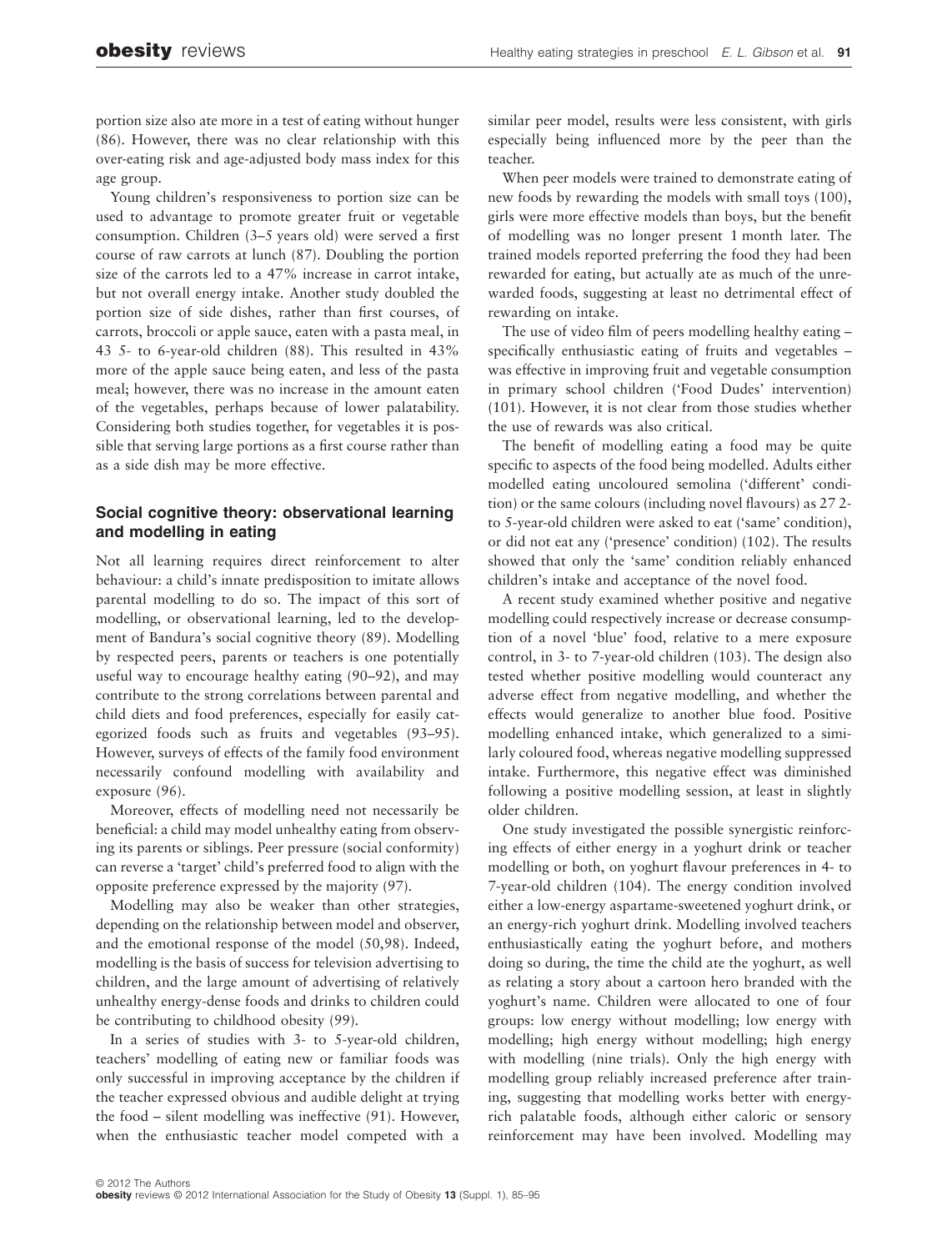portion size also ate more in a test of eating without hunger (86). However, there was no clear relationship with this over-eating risk and age-adjusted body mass index for this age group.

Young children's responsiveness to portion size can be used to advantage to promote greater fruit or vegetable consumption. Children (3–5 years old) were served a first course of raw carrots at lunch (87). Doubling the portion size of the carrots led to a 47% increase in carrot intake, but not overall energy intake. Another study doubled the portion size of side dishes, rather than first courses, of carrots, broccoli or apple sauce, eaten with a pasta meal, in 43 5- to 6-year-old children (88). This resulted in 43% more of the apple sauce being eaten, and less of the pasta meal; however, there was no increase in the amount eaten of the vegetables, perhaps because of lower palatability. Considering both studies together, for vegetables it is possible that serving large portions as a first course rather than as a side dish may be more effective.

## Social cognitive theory: observational learning and modelling in eating

Not all learning requires direct reinforcement to alter behaviour: a child's innate predisposition to imitate allows parental modelling to do so. The impact of this sort of modelling, or observational learning, led to the development of Bandura's social cognitive theory (89). Modelling by respected peers, parents or teachers is one potentially useful way to encourage healthy eating (90–92), and may contribute to the strong correlations between parental and child diets and food preferences, especially for easily categorized foods such as fruits and vegetables (93–95). However, surveys of effects of the family food environment necessarily confound modelling with availability and exposure (96).

Moreover, effects of modelling need not necessarily be beneficial: a child may model unhealthy eating from observing its parents or siblings. Peer pressure (social conformity) can reverse a 'target' child's preferred food to align with the opposite preference expressed by the majority (97).

Modelling may also be weaker than other strategies, depending on the relationship between model and observer, and the emotional response of the model (50,98). Indeed, modelling is the basis of success for television advertising to children, and the large amount of advertising of relatively unhealthy energy-dense foods and drinks to children could be contributing to childhood obesity (99).

In a series of studies with 3- to 5-year-old children, teachers' modelling of eating new or familiar foods was only successful in improving acceptance by the children if the teacher expressed obvious and audible delight at trying the food – silent modelling was ineffective (91). However, when the enthusiastic teacher model competed with a similar peer model, results were less consistent, with girls especially being influenced more by the peer than the teacher.

When peer models were trained to demonstrate eating of new foods by rewarding the models with small toys (100), girls were more effective models than boys, but the benefit of modelling was no longer present 1 month later. The trained models reported preferring the food they had been rewarded for eating, but actually ate as much of the unrewarded foods, suggesting at least no detrimental effect of rewarding on intake.

The use of video film of peers modelling healthy eating – specifically enthusiastic eating of fruits and vegetables – was effective in improving fruit and vegetable consumption in primary school children ('Food Dudes' intervention) (101). However, it is not clear from those studies whether the use of rewards was also critical.

The benefit of modelling eating a food may be quite specific to aspects of the food being modelled. Adults either modelled eating uncoloured semolina ('different' condition) or the same colours (including novel flavours) as 27 2- to 5-year-old children were asked to eat ('same' condition), or did not eat any ('presence' condition) (102). The results showed that only the 'same' condition reliably enhanced children's intake and acceptance of the novel food.

A recent study examined whether positive and negative modelling could respectively increase or decrease consumption of a novel 'blue' food, relative to a mere exposure control, in 3- to 7-year-old children (103). The design also tested whether positive modelling would counteract any adverse effect from negative modelling, and whether the effects would generalize to another blue food. Positive modelling enhanced intake, which generalized to a similarly coloured food, whereas negative modelling suppressed intake. Furthermore, this negative effect was diminished following a positive modelling session, at least in slightly older children.

One study investigated the possible synergistic reinforcing effects of either energy in a yoghurt drink or teacher modelling or both, on yoghurt flavour preferences in 4- to 7-year-old children (104). The energy condition involved either a low-energy aspartame-sweetened yoghurt drink, or an energy-rich yoghurt drink. Modelling involved teachers enthusiastically eating the yoghurt before, and mothers doing so during, the time the child ate the yoghurt, as well as relating a story about a cartoon hero branded with the yoghurt's name. Children were allocated to one of four groups: low energy without modelling; low energy with modelling; high energy without modelling; high energy with modelling (nine trials). Only the high energy with modelling group reliably increased preference after training, suggesting that modelling works better with energy-rich palatable foods, although either caloric or sensory reinforcement may have been involved. Modelling may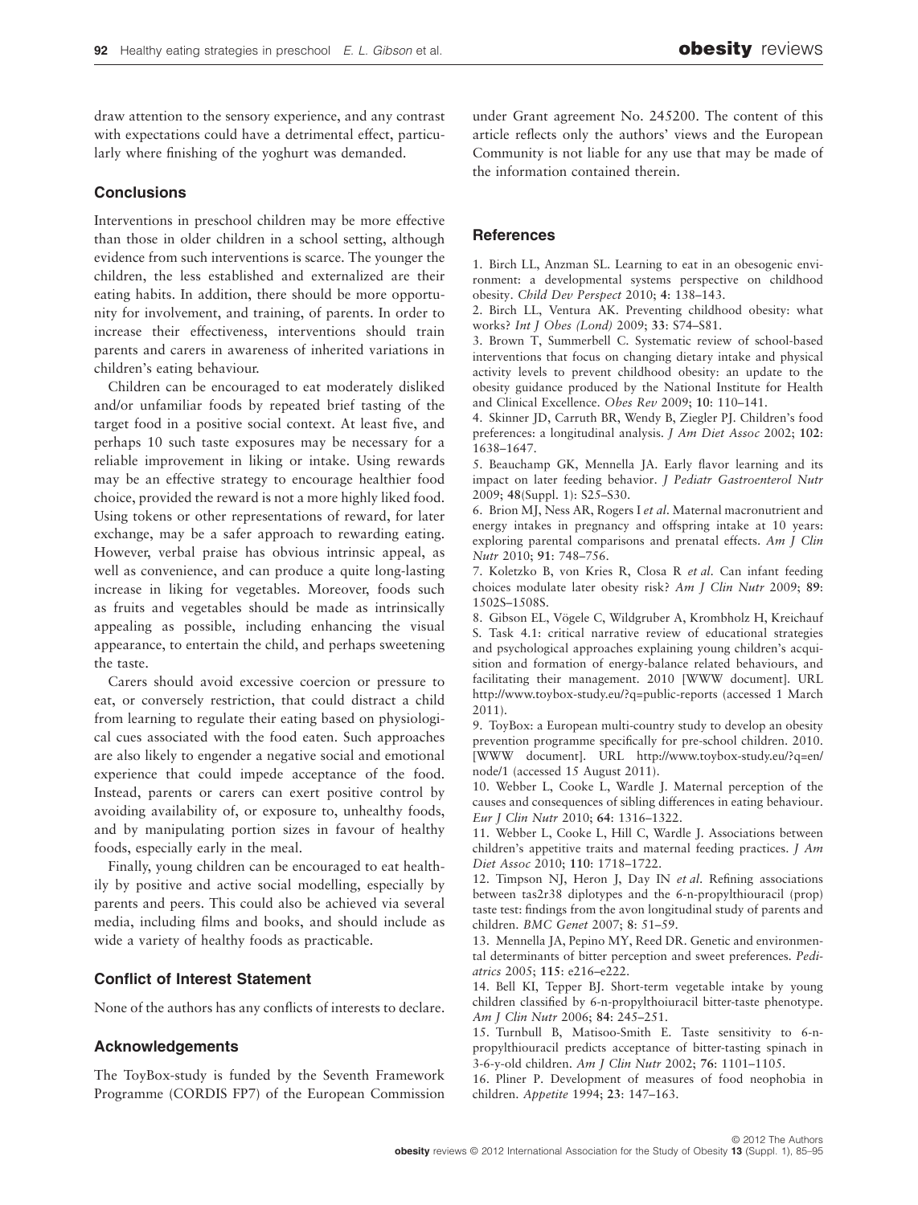draw attention to the sensory experience, and any contrast with expectations could have a detrimental effect, particularly where finishing of the yoghurt was demanded.

## Conclusions

Interventions in preschool children may be more effective than those in older children in a school setting, although evidence from such interventions is scarce. The younger the children, the less established and externalized are their eating habits. In addition, there should be more opportunity for involvement, and training, of parents. In order to increase their effectiveness, interventions should train parents and carers in awareness of inherited variations in children's eating behaviour.

Children can be encouraged to eat moderately disliked and/or unfamiliar foods by repeated brief tasting of the target food in a positive social context. At least five, and perhaps 10 such taste exposures may be necessary for a reliable improvement in liking or intake. Using rewards may be an effective strategy to encourage healthier food choice, provided the reward is not a more highly liked food. Using tokens or other representations of reward, for later exchange, may be a safer approach to rewarding eating. However, verbal praise has obvious intrinsic appeal, as well as convenience, and can produce a quite long-lasting increase in liking for vegetables. Moreover, foods such as fruits and vegetables should be made as intrinsically appealing as possible, including enhancing the visual appearance, to entertain the child, and perhaps sweetening the taste.

Carers should avoid excessive coercion or pressure to eat, or conversely restriction, that could distract a child from learning to regulate their eating based on physiological cues associated with the food eaten. Such approaches are also likely to engender a negative social and emotional experience that could impede acceptance of the food. Instead, parents or carers can exert positive control by avoiding availability of, or exposure to, unhealthy foods, and by manipulating portion sizes in favour of healthy foods, especially early in the meal.

Finally, young children can be encouraged to eat healthily by positive and active social modelling, especially by parents and peers. This could also be achieved via several media, including films and books, and should include as wide a variety of healthy foods as practicable.

## Conflict of Interest Statement

None of the authors has any conflicts of interests to declare.

## Acknowledgements

The ToyBox-study is funded by the Seventh Framework Programme (CORDIS FP7) of the European Commission under Grant agreement No. 245200. The content of this article reflects only the authors' views and the European Community is not liable for any use that may be made of the information contained therein.

## References

1. Birch LL, Anzman SL. Learning to eat in an obesogenic environment: a developmental systems perspective on childhood obesity. *Child Dev Perspect* 2010; **4**: 138–143.
2. Birch LL, Ventura AK. Preventing childhood obesity: what works? *Int J Obes (Lond)* 2009; **33**: S74–S81.
3. Brown T, Summerbell C. Systematic review of school-based interventions that focus on changing dietary intake and physical activity levels to prevent childhood obesity: an update to the obesity guidance produced by the National Institute for Health and Clinical Excellence. *Obes Rev* 2009; **10**: 110–141.
4. Skinner JD, Carruth BR, Wendy B, Ziegler PJ. Children's food preferences: a longitudinal analysis. *J Am Diet Assoc* 2002; **102**: 1638–1647.
5. Beauchamp GK, Mennella JA. Early flavor learning and its impact on later feeding behavior. *J Pediatr Gastroenterol Nutr* 2009; **48**(Suppl. 1): S25–S30.
6. Brion MJ, Ness AR, Rogers I *et al*. Maternal macronutrient and energy intakes in pregnancy and offspring intake at 10 years: exploring parental comparisons and prenatal effects. *Am J Clin Nutr* 2010; **91**: 748–756.
7. Koletzko B, von Kries R, Closa R *et al*. Can infant feeding choices modulate later obesity risk? *Am J Clin Nutr* 2009; **89**: 1502S–1508S.
8. Gibson EL, Vögele C, Wildgruber A, Krombholz H, Kreichauf S. Task 4.1: critical narrative review of educational strategies and psychological approaches explaining young children's acquisition and formation of energy-balance related behaviours, and facilitating their management. 2010 [WWW document]. URL http://www.toybox-study.eu/?q=public-reports (accessed 1 March 2011).
9. ToyBox: a European multi-country study to develop an obesity prevention programme specifically for pre-school children. 2010. [WWW document]. URL http://www.toybox-study.eu/?q=en/node/1 (accessed 15 August 2011).
10. Webber L, Cooke L, Wardle J. Maternal perception of the causes and consequences of sibling differences in eating behaviour. *Eur J Clin Nutr* 2010; **64**: 1316–1322.
11. Webber L, Cooke L, Hill C, Wardle J. Associations between children's appetitive traits and maternal feeding practices. *J Am Diet Assoc* 2010; **110**: 1718–1722.
12. Timpson NJ, Heron J, Day IN *et al*. Refining associations between tas2r38 diplotypes and the 6-n-propylthiouracil (prop) taste test: findings from the avon longitudinal study of parents and children. *BMC Genet* 2007; **8**: 51–59.
13. Mennella JA, Pepino MY, Reed DR. Genetic and environmental determinants of bitter perception and sweet preferences. *Pediatrics* 2005; **115**: e216–e222.
14. Bell KI, Tepper BJ. Short-term vegetable intake by young children classified by 6-n-propylthoiuracil bitter-taste phenotype. *Am J Clin Nutr* 2006; **84**: 245–251.
15. Turnbull B, Matisoo-Smith E. Taste sensitivity to 6-n-propylthiouracil predicts acceptance of bitter-tasting spinach in 3-6-y-old children. *Am J Clin Nutr* 2002; **76**: 1101–1105.
16. Pliner P. Development of measures of food neophobia in children. *Appetite* 1994; **23**: 147–163.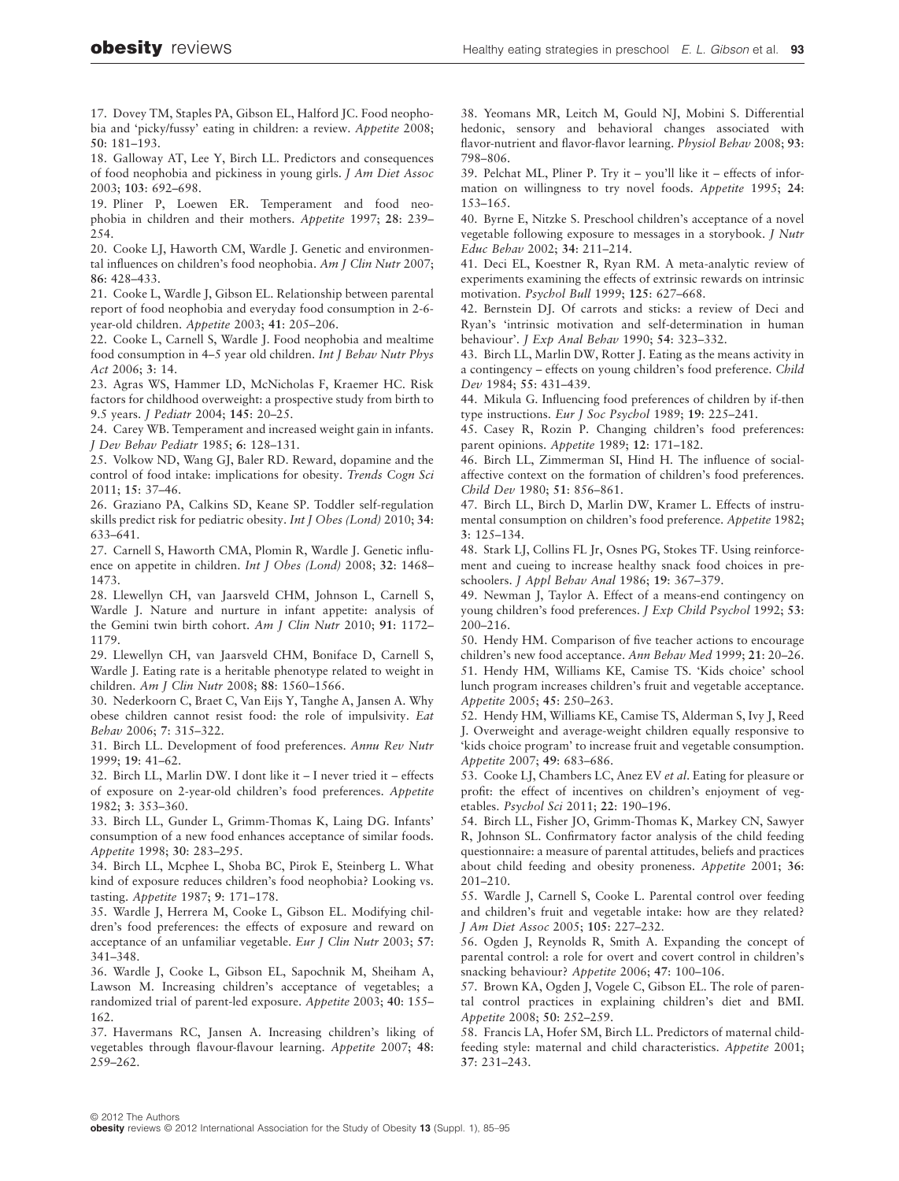17. Dovey TM, Staples PA, Gibson EL, Halford JC. Food neophobia and 'picky/fussy' eating in children: a review. *Appetite* 2008; **50**: 181–193.

18. Galloway AT, Lee Y, Birch LL. Predictors and consequences of food neophobia and pickiness in young girls. *J Am Diet Assoc* 2003; **103**: 692–698.

19. Pliner P, Loewen ER. Temperament and food neophobia in children and their mothers. *Appetite* 1997; **28**: 239–254.

20. Cooke LJ, Haworth CM, Wardle J. Genetic and environmental influences on children's food neophobia. *Am J Clin Nutr* 2007; **86**: 428–433.

21. Cooke L, Wardle J, Gibson EL. Relationship between parental report of food neophobia and everyday food consumption in 2-6-year-old children. *Appetite* 2003; **41**: 205–206.

22. Cooke L, Carnell S, Wardle J. Food neophobia and mealtime food consumption in 4–5 year old children. *Int J Behav Nutr Phys Act* 2006; **3**: 14.

23. Agras WS, Hammer LD, McNicholas F, Kraemer HC. Risk factors for childhood overweight: a prospective study from birth to 9.5 years. *J Pediatr* 2004; **145**: 20–25.

24. Carey WB. Temperament and increased weight gain in infants. *J Dev Behav Pediatr* 1985; **6**: 128–131.

25. Volkow ND, Wang GJ, Baler RD. Reward, dopamine and the control of food intake: implications for obesity. *Trends Cogn Sci* 2011; **15**: 37–46.

26. Graziano PA, Calkins SD, Keane SP. Toddler self-regulation skills predict risk for pediatric obesity. *Int J Obes (Lond)* 2010; **34**: 633–641.

27. Carnell S, Haworth CMA, Plomin R, Wardle J. Genetic influence on appetite in children. *Int J Obes (Lond)* 2008; **32**: 1468–1473.

28. Llewellyn CH, van Jaarsveld CHM, Johnson L, Carnell S, Wardle J. Nature and nurture in infant appetite: analysis of the Gemini twin birth cohort. *Am J Clin Nutr* 2010; **91**: 1172–1179.

29. Llewellyn CH, van Jaarsveld CHM, Boniface D, Carnell S, Wardle J. Eating rate is a heritable phenotype related to weight in children. *Am J Clin Nutr* 2008; **88**: 1560–1566.

30. Nederkoorn C, Braet C, Van Eijs Y, Tanghe A, Jansen A. Why obese children cannot resist food: the role of impulsivity. *Eat Behav* 2006; **7**: 315–322.

31. Birch LL. Development of food preferences. *Annu Rev Nutr* 1999; **19**: 41–62.

32. Birch LL, Marlin DW. I dont like it – I never tried it – effects of exposure on 2-year-old children's food preferences. *Appetite* 1982; **3**: 353–360.

33. Birch LL, Gunder L, Grimm-Thomas K, Laing DG. Infants' consumption of a new food enhances acceptance of similar foods. *Appetite* 1998; **30**: 283–295.

34. Birch LL, Mcphee L, Shoba BC, Pirok E, Steinberg L. What kind of exposure reduces children's food neophobia? Looking vs. tasting. *Appetite* 1987; **9**: 171–178.

35. Wardle J, Herrera M, Cooke L, Gibson EL. Modifying children's food preferences: the effects of exposure and reward on acceptance of an unfamiliar vegetable. *Eur J Clin Nutr* 2003; **57**: 341–348.

36. Wardle J, Cooke L, Gibson EL, Sapochnik M, Sheiham A, Lawson M. Increasing children's acceptance of vegetables; a randomized trial of parent-led exposure. *Appetite* 2003; **40**: 155–162.

37. Havermans RC, Jansen A. Increasing children's liking of vegetables through flavour-flavour learning. *Appetite* 2007; **48**: 259–262.

38. Yeomans MR, Leitch M, Gould NJ, Mobini S. Differential hedonic, sensory and behavioral changes associated with flavor-nutrient and flavor-flavor learning. *Physiol Behav* 2008; **93**: 798–806.

39. Pelchat ML, Pliner P. Try it – you'll like it – effects of information on willingness to try novel foods. *Appetite* 1995; **24**: 153–165.

40. Byrne E, Nitzke S. Preschool children's acceptance of a novel vegetable following exposure to messages in a storybook. *J Nutr Educ Behav* 2002; **34**: 211–214.

41. Deci EL, Koestner R, Ryan RM. A meta-analytic review of experiments examining the effects of extrinsic rewards on intrinsic motivation. *Psychol Bull* 1999; **125**: 627–668.

42. Bernstein DJ. Of carrots and sticks: a review of Deci and Ryan's 'intrinsic motivation and self-determination in human behaviour'. *J Exp Anal Behav* 1990; **54**: 323–332.

43. Birch LL, Marlin DW, Rotter J. Eating as the means activity in a contingency – effects on young children's food preference. *Child Dev* 1984; **55**: 431–439.

44. Mikula G. Influencing food preferences of children by if-then type instructions. *Eur J Soc Psychol* 1989; **19**: 225–241.

45. Casey R, Rozin P. Changing children's food preferences: parent opinions. *Appetite* 1989; **12**: 171–182.

46. Birch LL, Zimmerman SI, Hind H. The influence of social-affective context on the formation of children's food preferences. *Child Dev* 1980; **51**: 856–861.

47. Birch LL, Birch D, Marlin DW, Kramer L. Effects of instrumental consumption on children's food preference. *Appetite* 1982; **3**: 125–134.

48. Stark LJ, Collins FL Jr, Osnes PG, Stokes TF. Using reinforcement and cueing to increase healthy snack food choices in preschoolers. *J Appl Behav Anal* 1986; **19**: 367–379.

49. Newman J, Taylor A. Effect of a means-end contingency on young children's food preferences. *J Exp Child Psychol* 1992; **53**: 200–216.

50. Hendy HM. Comparison of five teacher actions to encourage children's new food acceptance. *Ann Behav Med* 1999; **21**: 20–26.

51. Hendy HM, Williams KE, Camise TS. 'Kids choice' school lunch program increases children's fruit and vegetable acceptance. *Appetite* 2005; **45**: 250–263.

52. Hendy HM, Williams KE, Camise TS, Alderman S, Ivy J, Reed J. Overweight and average-weight children equally responsive to 'kids choice program' to increase fruit and vegetable consumption. *Appetite* 2007; **49**: 683–686.

53. Cooke LJ, Chambers LC, Anez EV *et al*. Eating for pleasure or profit: the effect of incentives on children's enjoyment of vegetables. *Psychol Sci* 2011; **22**: 190–196.

54. Birch LL, Fisher JO, Grimm-Thomas K, Markey CN, Sawyer R, Johnson SL. Confirmatory factor analysis of the child feeding questionnaire: a measure of parental attitudes, beliefs and practices about child feeding and obesity proneness. *Appetite* 2001; **36**: 201–210.

55. Wardle J, Carnell S, Cooke L. Parental control over feeding and children's fruit and vegetable intake: how are they related? *J Am Diet Assoc* 2005; **105**: 227–232.

56. Ogden J, Reynolds R, Smith A. Expanding the concept of parental control: a role for overt and covert control in children's snacking behaviour? *Appetite* 2006; **47**: 100–106.

57. Brown KA, Ogden J, Vogele C, Gibson EL. The role of parental control practices in explaining children's diet and BMI. *Appetite* 2008; **50**: 252–259.

58. Francis LA, Hofer SM, Birch LL. Predictors of maternal child-feeding style: maternal and child characteristics. *Appetite* 2001; **37**: 231–243.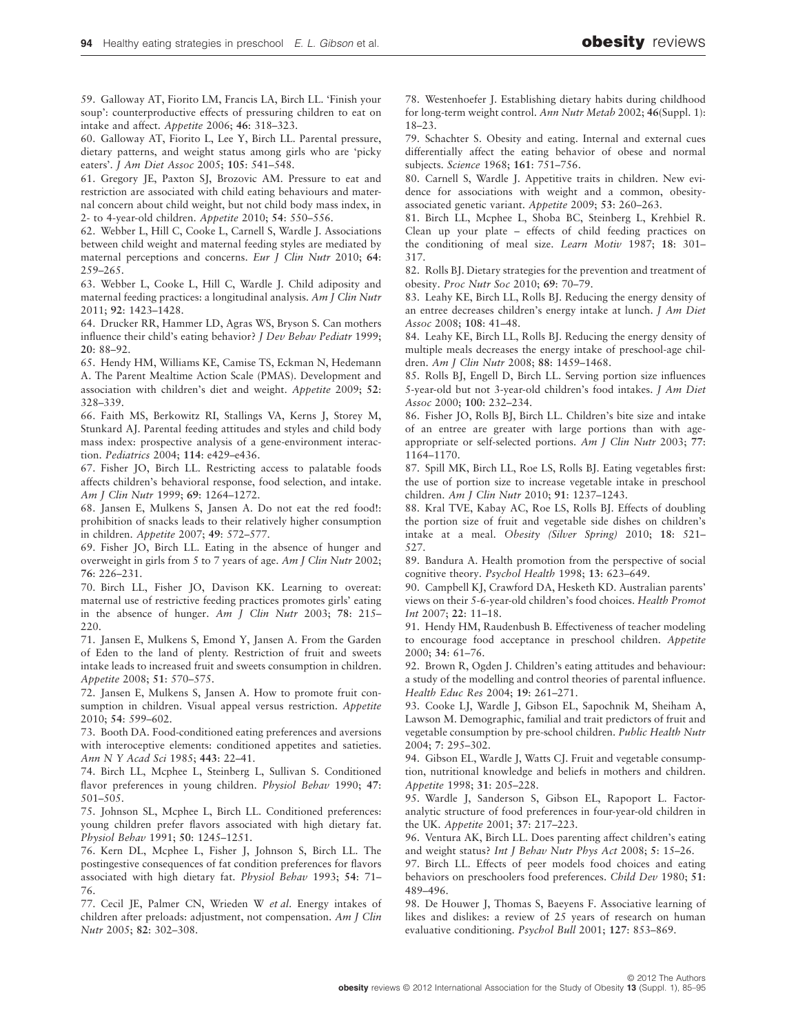59. Galloway AT, Fiorito LM, Francis LA, Birch LL. 'Finish your soup': counterproductive effects of pressuring children to eat on intake and affect. *Appetite* 2006; **46**: 318–323.

60. Galloway AT, Fiorito L, Lee Y, Birch LL. Parental pressure, dietary patterns, and weight status among girls who are 'picky eaters'. *J Am Diet Assoc* 2005; **105**: 541–548.

61. Gregory JE, Paxton SJ, Brozovic AM. Pressure to eat and restriction are associated with child eating behaviours and maternal concern about child weight, but not child body mass index, in 2- to 4-year-old children. *Appetite* 2010; **54**: 550–556.

62. Webber L, Hill C, Cooke L, Carnell S, Wardle J. Associations between child weight and maternal feeding styles are mediated by maternal perceptions and concerns. *Eur J Clin Nutr* 2010; **64**: 259–265.

63. Webber L, Cooke L, Hill C, Wardle J. Child adiposity and maternal feeding practices: a longitudinal analysis. *Am J Clin Nutr* 2011; **92**: 1423–1428.

64. Drucker RR, Hammer LD, Agras WS, Bryson S. Can mothers influence their child's eating behavior? *J Dev Behav Pediatr* 1999; **20**: 88–92.

65. Hendy HM, Williams KE, Camise TS, Eckman N, Hedemann A. The Parent Mealtime Action Scale (PMAS). Development and association with children's diet and weight. *Appetite* 2009; **52**: 328–339.

66. Faith MS, Berkowitz RI, Stallings VA, Kerns J, Storey M, Stunkard AJ. Parental feeding attitudes and styles and child body mass index: prospective analysis of a gene-environment interaction. *Pediatrics* 2004; **114**: e429–e436.

67. Fisher JO, Birch LL. Restricting access to palatable foods affects children's behavioral response, food selection, and intake. *Am J Clin Nutr* 1999; **69**: 1264–1272.

68. Jansen E, Mulkens S, Jansen A. Do not eat the red food!: prohibition of snacks leads to their relatively higher consumption in children. *Appetite* 2007; **49**: 572–577.

69. Fisher JO, Birch LL. Eating in the absence of hunger and overweight in girls from 5 to 7 years of age. *Am J Clin Nutr* 2002; **76**: 226–231.

70. Birch LL, Fisher JO, Davison KK. Learning to overeat: maternal use of restrictive feeding practices promotes girls' eating in the absence of hunger. *Am J Clin Nutr* 2003; **78**: 215–220.

71. Jansen E, Mulkens S, Emond Y, Jansen A. From the Garden of Eden to the land of plenty. Restriction of fruit and sweets intake leads to increased fruit and sweets consumption in children. *Appetite* 2008; **51**: 570–575.

72. Jansen E, Mulkens S, Jansen A. How to promote fruit consumption in children. Visual appeal versus restriction. *Appetite* 2010; **54**: 599–602.

73. Booth DA. Food-conditioned eating preferences and aversions with interoceptive elements: conditioned appetites and satieties. *Ann N Y Acad Sci* 1985; **443**: 22–41.

74. Birch LL, Mcphee L, Steinberg L, Sullivan S. Conditioned flavor preferences in young children. *Physiol Behav* 1990; **47**: 501–505.

75. Johnson SL, Mcphee L, Birch LL. Conditioned preferences: young children prefer flavors associated with high dietary fat. *Physiol Behav* 1991; **50**: 1245–1251.

76. Kern DL, Mcphee L, Fisher J, Johnson S, Birch LL. The postingestive consequences of fat condition preferences for flavors associated with high dietary fat. *Physiol Behav* 1993; **54**: 71–76.

77. Cecil JE, Palmer CN, Wrieden W *et al*. Energy intakes of children after preloads: adjustment, not compensation. *Am J Clin Nutr* 2005; **82**: 302–308.

78. Westenhoefer J. Establishing dietary habits during childhood for long-term weight control. *Ann Nutr Metab* 2002; **46**(Suppl. 1): 18–23.

79. Schachter S. Obesity and eating. Internal and external cues differentially affect the eating behavior of obese and normal subjects. *Science* 1968; **161**: 751–756.

80. Carnell S, Wardle J. Appetitive traits in children. New evidence for associations with weight and a common, obesity-associated genetic variant. *Appetite* 2009; **53**: 260–263.

81. Birch LL, Mcphee L, Shoba BC, Steinberg L, Krehbiel R. Clean up your plate – effects of child feeding practices on the conditioning of meal size. *Learn Motiv* 1987; **18**: 301–317.

82. Rolls BJ. Dietary strategies for the prevention and treatment of obesity. *Proc Nutr Soc* 2010; **69**: 70–79.

83. Leahy KE, Birch LL, Rolls BJ. Reducing the energy density of an entree decreases children's energy intake at lunch. *J Am Diet Assoc* 2008; **108**: 41–48.

84. Leahy KE, Birch LL, Rolls BJ. Reducing the energy density of multiple meals decreases the energy intake of preschool-age children. *Am J Clin Nutr* 2008; **88**: 1459–1468.

85. Rolls BJ, Engell D, Birch LL. Serving portion size influences 5-year-old but not 3-year-old children's food intakes. *J Am Diet Assoc* 2000; **100**: 232–234.

86. Fisher JO, Rolls BJ, Birch LL. Children's bite size and intake of an entree are greater with large portions than with age-appropriate or self-selected portions. *Am J Clin Nutr* 2003; **77**: 1164–1170.

87. Spill MK, Birch LL, Roe LS, Rolls BJ. Eating vegetables first: the use of portion size to increase vegetable intake in preschool children. *Am J Clin Nutr* 2010; **91**: 1237–1243.

88. Kral TVE, Kabay AC, Roe LS, Rolls BJ. Effects of doubling the portion size of fruit and vegetable side dishes on children's intake at a meal. *Obesity (Silver Spring)* 2010; **18**: 521–527.

89. Bandura A. Health promotion from the perspective of social cognitive theory. *Psychol Health* 1998; **13**: 623–649.

90. Campbell KJ, Crawford DA, Hesketh KD. Australian parents' views on their 5-6-year-old children's food choices. *Health Promot Int* 2007; **22**: 11–18.

91. Hendy HM, Raudenbush B. Effectiveness of teacher modeling to encourage food acceptance in preschool children. *Appetite* 2000; **34**: 61–76.

92. Brown R, Ogden J. Children's eating attitudes and behaviour: a study of the modelling and control theories of parental influence. *Health Educ Res* 2004; **19**: 261–271.

93. Cooke LJ, Wardle J, Gibson EL, Sapochnik M, Sheiham A, Lawson M. Demographic, familial and trait predictors of fruit and vegetable consumption by pre-school children. *Public Health Nutr* 2004; **7**: 295–302.

94. Gibson EL, Wardle J, Watts CJ. Fruit and vegetable consumption, nutritional knowledge and beliefs in mothers and children. *Appetite* 1998; **31**: 205–228.

95. Wardle J, Sanderson S, Gibson EL, Rapoport L. Factor-analytic structure of food preferences in four-year-old children in the UK. *Appetite* 2001; **37**: 217–223.

96. Ventura AK, Birch LL. Does parenting affect children's eating and weight status? *Int J Behav Nutr Phys Act* 2008; **5**: 15–26.

97. Birch LL. Effects of peer models food choices and eating behaviors on preschoolers food preferences. *Child Dev* 1980; **51**: 489–496.

98. De Houwer J, Thomas S, Baeyens F. Associative learning of likes and dislikes: a review of 25 years of research on human evaluative conditioning. *Psychol Bull* 2001; **127**: 853–869.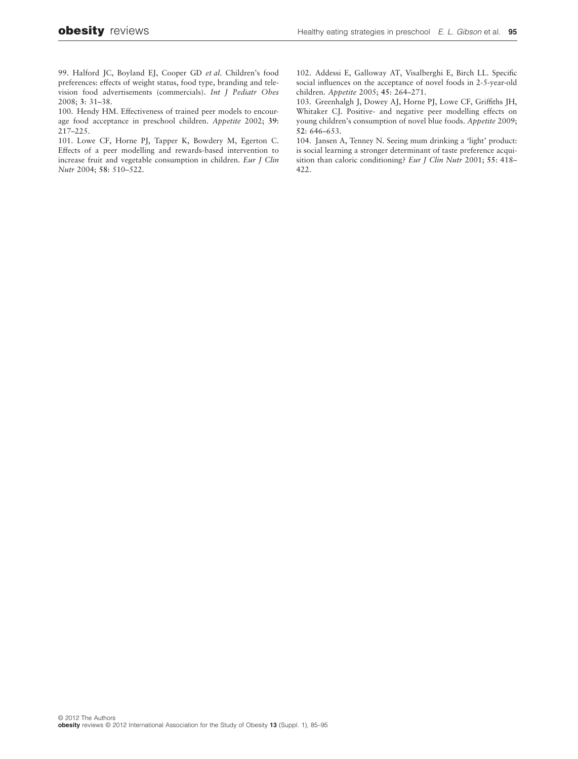99. Halford JC, Boyland EJ, Cooper GD *et al*. Children's food preferences: effects of weight status, food type, branding and television food advertisements (commercials). *Int J Pediatr Obes* 2008; **3**: 31–38.

100. Hendy HM. Effectiveness of trained peer models to encourage food acceptance in preschool children. *Appetite* 2002; **39**: 217–225.

101. Lowe CF, Horne PJ, Tapper K, Bowdery M, Egerton C. Effects of a peer modelling and rewards-based intervention to increase fruit and vegetable consumption in children. *Eur J Clin Nutr* 2004; **58**: 510–522.

102. Addessi E, Galloway AT, Visalberghi E, Birch LL. Specific social influences on the acceptance of novel foods in 2-5-year-old children. *Appetite* 2005; **45**: 264–271.

103. Greenhalgh J, Dowey AJ, Horne PJ, Lowe CF, Griffiths JH, Whitaker CJ. Positive- and negative peer modelling effects on young children's consumption of novel blue foods. *Appetite* 2009; **52**: 646–653.

104. Jansen A, Tenney N. Seeing mum drinking a 'light' product: is social learning a stronger determinant of taste preference acquisition than caloric conditioning? *Eur J Clin Nutr* 2001; **55**: 418–422.